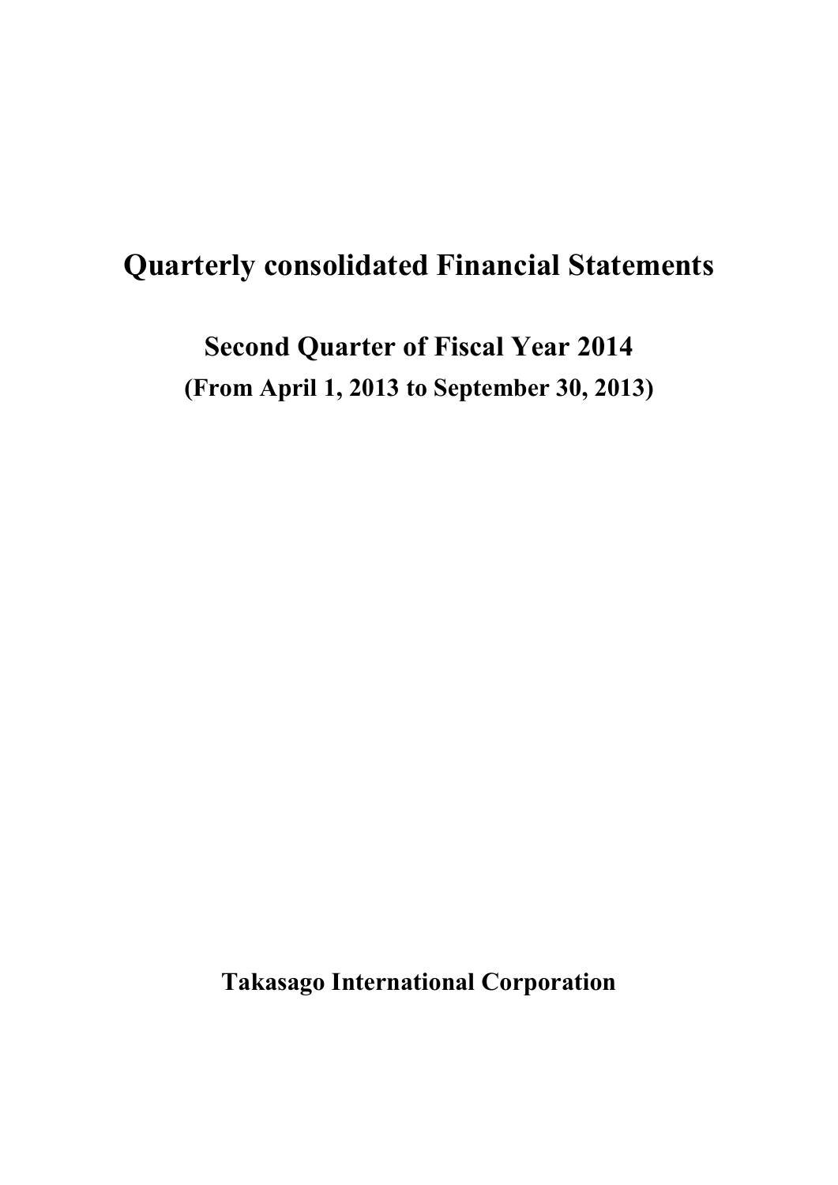# Quarterly consolidated Financial Statements

## Second Quarter of Fiscal Year 2014

**(From April 1, 2013 to September 30, 2013)**

**Takasago International Corporation**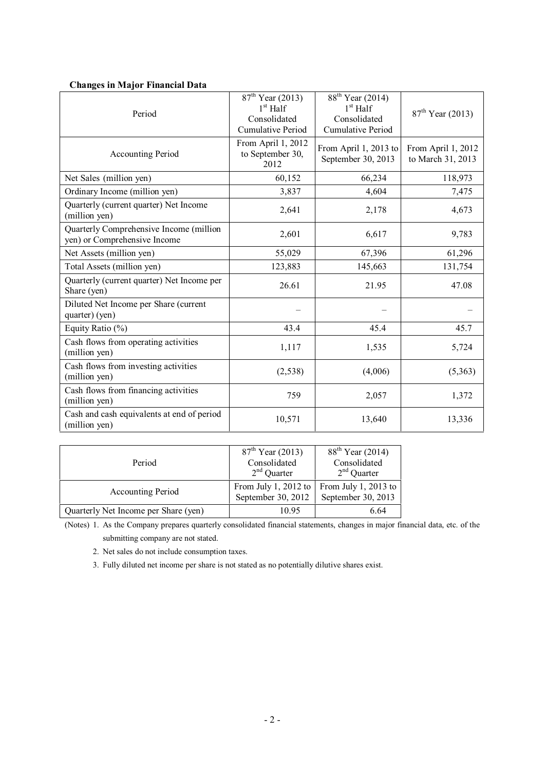**Changes in Major Financial Data**

| Period | 87th Year (2013) 1st Half Consolidated Cumulative Period | 88th Year (2014) 1st Half Consolidated Cumulative Period | 87th Year (2013) |
|---|---|---|---|
| Accounting Period | From April 1, 2012 to September 30, 2012 | From April 1, 2013 to September 30, 2013 | From April 1, 2012 to March 31, 2013 |
| Net Sales (million yen) | 60,152 | 66,234 | 118,973 |
| Ordinary Income (million yen) | 3,837 | 4,604 | 7,475 |
| Quarterly (current quarter) Net Income (million yen) | 2,641 | 2,178 | 4,673 |
| Quarterly Comprehensive Income (million yen) or Comprehensive Income | 2,601 | 6,617 | 9,783 |
| Net Assets (million yen) | 55,029 | 67,396 | 61,296 |
| Total Assets (million yen) | 123,883 | 145,663 | 131,754 |
| Quarterly (current quarter) Net Income per Share (yen) | 26.61 | 21.95 | 47.08 |
| Diluted Net Income per Share (current quarter) (yen) | – | – | – |
| Equity Ratio (%) | 43.4 | 45.4 | 45.7 |
| Cash flows from operating activities (million yen) | 1,117 | 1,535 | 5,724 |
| Cash flows from investing activities (million yen) | (2,538) | (4,006) | (5,363) |
| Cash flows from financing activities (million yen) | 759 | 2,057 | 1,372 |
| Cash and cash equivalents at end of period (million yen) | 10,571 | 13,640 | 13,336 |

| Period | 87th Year (2013) Consolidated 2nd Quarter | 88th Year (2014) Consolidated 2nd Quarter |
|---|---|---|
| Accounting Period | From July 1, 2012 to September 30, 2012 | From July 1, 2013 to September 30, 2013 |
| Quarterly Net Income per Share (yen) | 10.95 | 6.64 |

(Notes) 1. As the Company prepares quarterly consolidated financial statements, changes in major financial data, etc. of the submitting company are not stated.

2. Net sales do not include consumption taxes.

3. Fully diluted net income per share is not stated as no potentially dilutive shares exist.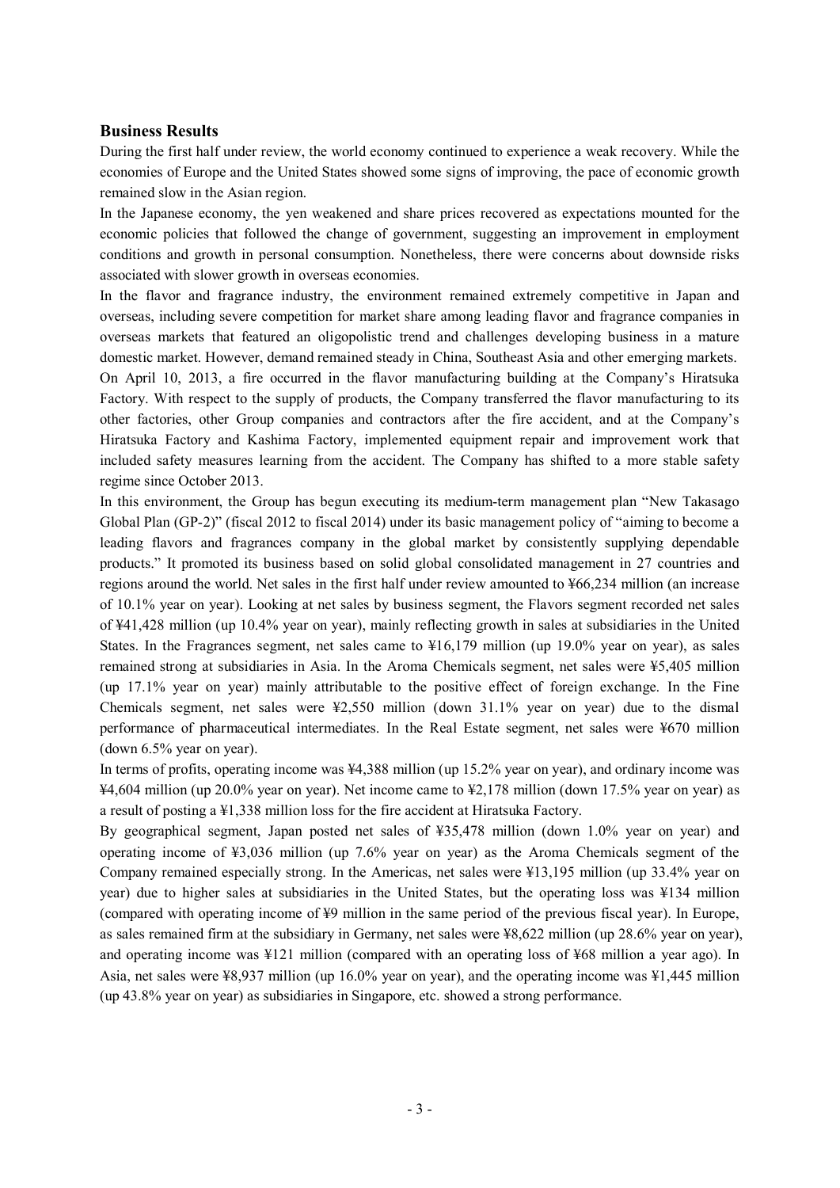## Business Results

During the first half under review, the world economy continued to experience a weak recovery. While the economies of Europe and the United States showed some signs of improving, the pace of economic growth remained slow in the Asian region.

In the Japanese economy, the yen weakened and share prices recovered as expectations mounted for the economic policies that followed the change of government, suggesting an improvement in employment conditions and growth in personal consumption. Nonetheless, there were concerns about downside risks associated with slower growth in overseas economies.

In the flavor and fragrance industry, the environment remained extremely competitive in Japan and overseas, including severe competition for market share among leading flavor and fragrance companies in overseas markets that featured an oligopolistic trend and challenges developing business in a mature domestic market. However, demand remained steady in China, Southeast Asia and other emerging markets.

On April 10, 2013, a fire occurred in the flavor manufacturing building at the Company's Hiratsuka Factory. With respect to the supply of products, the Company transferred the flavor manufacturing to its other factories, other Group companies and contractors after the fire accident, and at the Company's Hiratsuka Factory and Kashima Factory, implemented equipment repair and improvement work that included safety measures learning from the accident. The Company has shifted to a more stable safety regime since October 2013.

In this environment, the Group has begun executing its medium-term management plan "New Takasago Global Plan (GP-2)" (fiscal 2012 to fiscal 2014) under its basic management policy of "aiming to become a leading flavors and fragrances company in the global market by consistently supplying dependable products." It promoted its business based on solid global consolidated management in 27 countries and regions around the world. Net sales in the first half under review amounted to ¥66,234 million (an increase of 10.1% year on year). Looking at net sales by business segment, the Flavors segment recorded net sales of ¥41,428 million (up 10.4% year on year), mainly reflecting growth in sales at subsidiaries in the United States. In the Fragrances segment, net sales came to ¥16,179 million (up 19.0% year on year), as sales remained strong at subsidiaries in Asia. In the Aroma Chemicals segment, net sales were ¥5,405 million (up 17.1% year on year) mainly attributable to the positive effect of foreign exchange. In the Fine Chemicals segment, net sales were ¥2,550 million (down 31.1% year on year) due to the dismal performance of pharmaceutical intermediates. In the Real Estate segment, net sales were ¥670 million (down 6.5% year on year).

In terms of profits, operating income was ¥4,388 million (up 15.2% year on year), and ordinary income was ¥4,604 million (up 20.0% year on year). Net income came to ¥2,178 million (down 17.5% year on year) as a result of posting a ¥1,338 million loss for the fire accident at Hiratsuka Factory.

By geographical segment, Japan posted net sales of ¥35,478 million (down 1.0% year on year) and operating income of ¥3,036 million (up 7.6% year on year) as the Aroma Chemicals segment of the Company remained especially strong. In the Americas, net sales were ¥13,195 million (up 33.4% year on year) due to higher sales at subsidiaries in the United States, but the operating loss was ¥134 million (compared with operating income of ¥9 million in the same period of the previous fiscal year). In Europe, as sales remained firm at the subsidiary in Germany, net sales were ¥8,622 million (up 28.6% year on year), and operating income was ¥121 million (compared with an operating loss of ¥68 million a year ago). In Asia, net sales were ¥8,937 million (up 16.0% year on year), and the operating income was ¥1,445 million (up 43.8% year on year) as subsidiaries in Singapore, etc. showed a strong performance.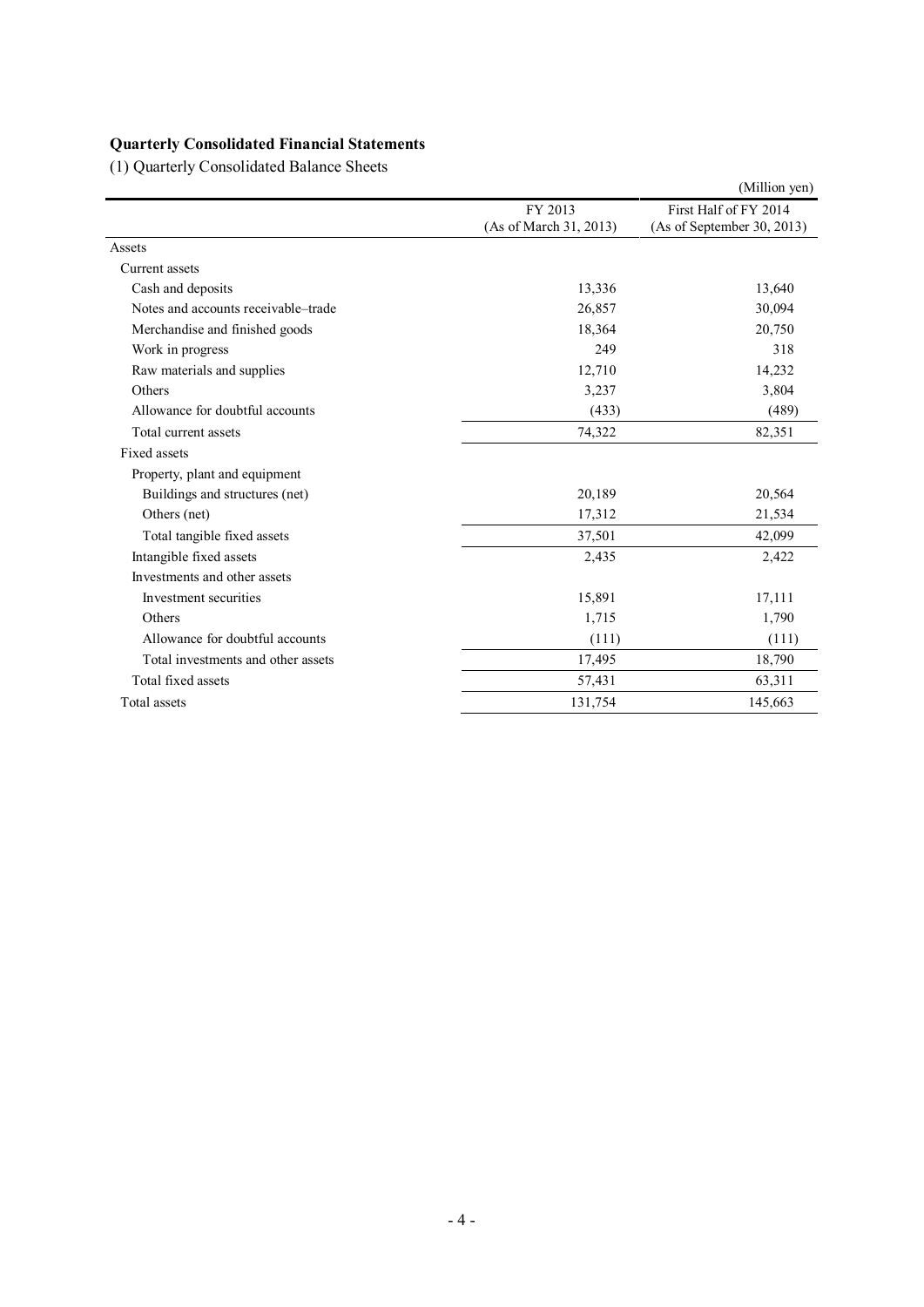### Quarterly Consolidated Financial Statements

(1) Quarterly Consolidated Balance Sheets

(Million yen)

| | FY 2013 (As of March 31, 2013) | First Half of FY 2014 (As of September 30, 2013) |
|---|---|---|
| Assets | | |
| Current assets | | |
| Cash and deposits | 13,336 | 13,640 |
| Notes and accounts receivable–trade | 26,857 | 30,094 |
| Merchandise and finished goods | 18,364 | 20,750 |
| Work in progress | 249 | 318 |
| Raw materials and supplies | 12,710 | 14,232 |
| Others | 3,237 | 3,804 |
| Allowance for doubtful accounts | (433) | (489) |
| Total current assets | 74,322 | 82,351 |
| Fixed assets | | |
| Property, plant and equipment | | |
| Buildings and structures (net) | 20,189 | 20,564 |
| Others (net) | 17,312 | 21,534 |
| Total tangible fixed assets | 37,501 | 42,099 |
| Intangible fixed assets | 2,435 | 2,422 |
| Investments and other assets | | |
| Investment securities | 15,891 | 17,111 |
| Others | 1,715 | 1,790 |
| Allowance for doubtful accounts | (111) | (111) |
| Total investments and other assets | 17,495 | 18,790 |
| Total fixed assets | 57,431 | 63,311 |
| Total assets | 131,754 | 145,663 |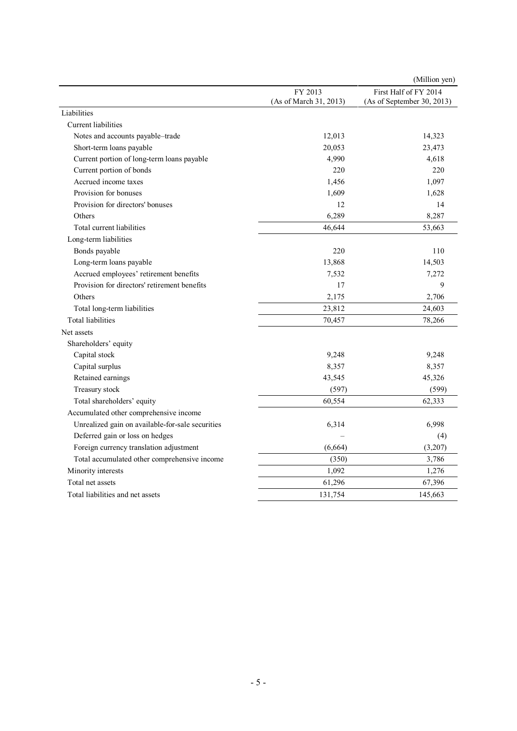(Million yen)

| | FY 2013 (As of March 31, 2013) | First Half of FY 2014 (As of September 30, 2013) |
|---|---|---|
| Liabilities | | |
| Current liabilities | | |
| Notes and accounts payable–trade | 12,013 | 14,323 |
| Short-term loans payable | 20,053 | 23,473 |
| Current portion of long-term loans payable | 4,990 | 4,618 |
| Current portion of bonds | 220 | 220 |
| Accrued income taxes | 1,456 | 1,097 |
| Provision for bonuses | 1,609 | 1,628 |
| Provision for directors' bonuses | 12 | 14 |
| Others | 6,289 | 8,287 |
| Total current liabilities | 46,644 | 53,663 |
| Long-term liabilities | | |
| Bonds payable | 220 | 110 |
| Long-term loans payable | 13,868 | 14,503 |
| Accrued employees' retirement benefits | 7,532 | 7,272 |
| Provision for directors' retirement benefits | 17 | 9 |
| Others | 2,175 | 2,706 |
| Total long-term liabilities | 23,812 | 24,603 |
| Total liabilities | 70,457 | 78,266 |
| Net assets | | |
| Shareholders' equity | | |
| Capital stock | 9,248 | 9,248 |
| Capital surplus | 8,357 | 8,357 |
| Retained earnings | 43,545 | 45,326 |
| Treasury stock | (597) | (599) |
| Total shareholders' equity | 60,554 | 62,333 |
| Accumulated other comprehensive income | | |
| Unrealized gain on available-for-sale securities | 6,314 | 6,998 |
| Deferred gain or loss on hedges | – | (4) |
| Foreign currency translation adjustment | (6,664) | (3,207) |
| Total accumulated other comprehensive income | (350) | 3,786 |
| Minority interests | 1,092 | 1,276 |
| Total net assets | 61,296 | 67,396 |
| Total liabilities and net assets | 131,754 | 145,663 |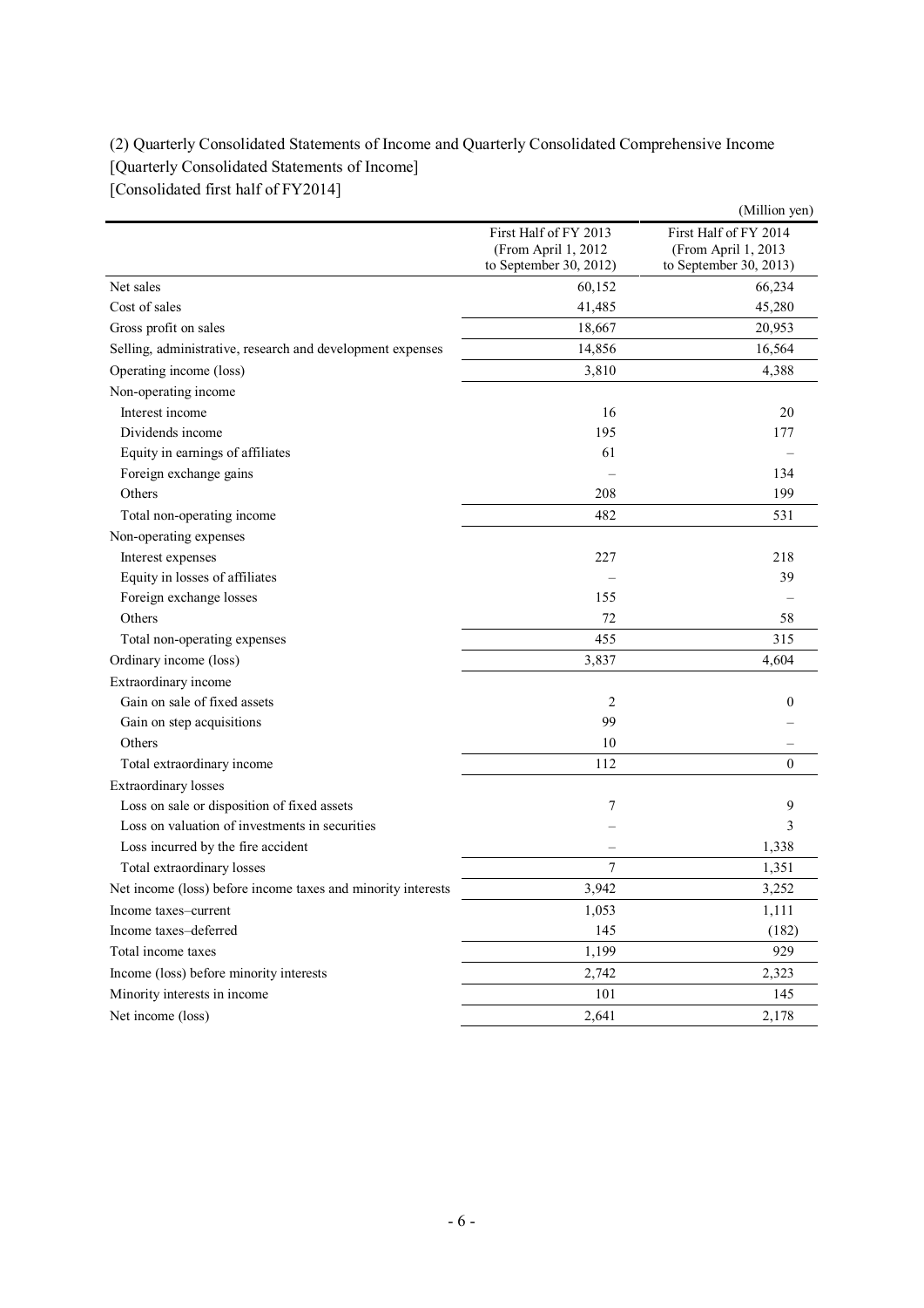(2) Quarterly Consolidated Statements of Income and Quarterly Consolidated Comprehensive Income

[Quarterly Consolidated Statements of Income]

[Consolidated first half of FY2014]

(Million yen)

| | First Half of FY 2013 (From April 1, 2012 to September 30, 2012) | First Half of FY 2014 (From April 1, 2013 to September 30, 2013) |
|---|---|---|
| Net sales | 60,152 | 66,234 |
| Cost of sales | 41,485 | 45,280 |
| Gross profit on sales | 18,667 | 20,953 |
| Selling, administrative, research and development expenses | 14,856 | 16,564 |
| Operating income (loss) | 3,810 | 4,388 |
| Non-operating income | | |
| Interest income | 16 | 20 |
| Dividends income | 195 | 177 |
| Equity in earnings of affiliates | 61 | – |
| Foreign exchange gains | – | 134 |
| Others | 208 | 199 |
| Total non-operating income | 482 | 531 |
| Non-operating expenses | | |
| Interest expenses | 227 | 218 |
| Equity in losses of affiliates | – | 39 |
| Foreign exchange losses | 155 | – |
| Others | 72 | 58 |
| Total non-operating expenses | 455 | 315 |
| Ordinary income (loss) | 3,837 | 4,604 |
| Extraordinary income | | |
| Gain on sale of fixed assets | 2 | 0 |
| Gain on step acquisitions | 99 | – |
| Others | 10 | – |
| Total extraordinary income | 112 | 0 |
| Extraordinary losses | | |
| Loss on sale or disposition of fixed assets | 7 | 9 |
| Loss on valuation of investments in securities | – | 3 |
| Loss incurred by the fire accident | – | 1,338 |
| Total extraordinary losses | 7 | 1,351 |
| Net income (loss) before income taxes and minority interests | 3,942 | 3,252 |
| Income taxes–current | 1,053 | 1,111 |
| Income taxes–deferred | 145 | (182) |
| Total income taxes | 1,199 | 929 |
| Income (loss) before minority interests | 2,742 | 2,323 |
| Minority interests in income | 101 | 145 |
| Net income (loss) | 2,641 | 2,178 |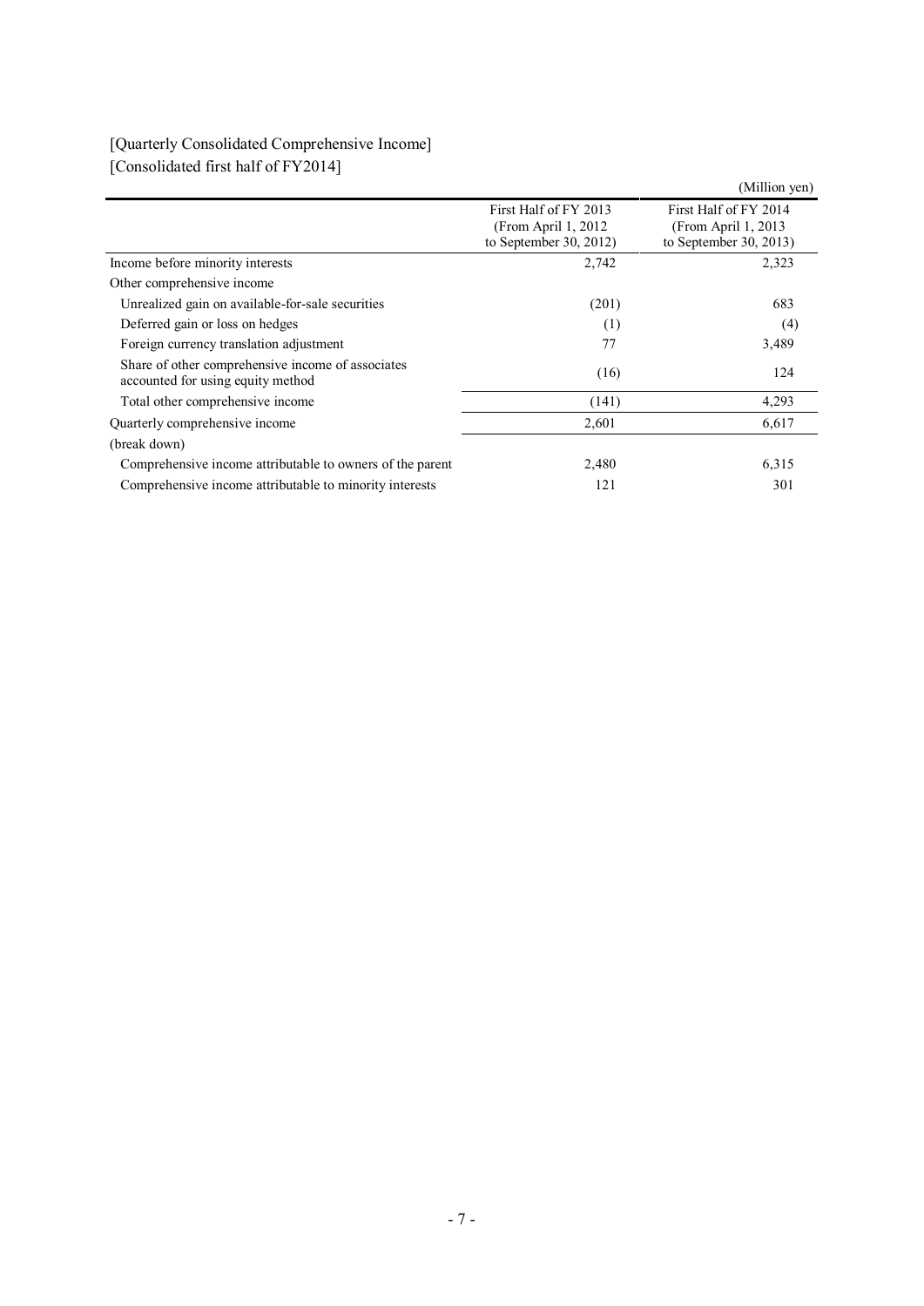[Quarterly Consolidated Comprehensive Income]
[Consolidated first half of FY2014]

(Million yen)

| | First Half of FY 2013 (From April 1, 2012 to September 30, 2012) | First Half of FY 2014 (From April 1, 2013 to September 30, 2013) |
|---|---|---|
| Income before minority interests | 2,742 | 2,323 |
| Other comprehensive income | | |
| Unrealized gain on available-for-sale securities | (201) | 683 |
| Deferred gain or loss on hedges | (1) | (4) |
| Foreign currency translation adjustment | 77 | 3,489 |
| Share of other comprehensive income of associates accounted for using equity method | (16) | 124 |
| Total other comprehensive income | (141) | 4,293 |
| Quarterly comprehensive income | 2,601 | 6,617 |
| (break down) | | |
| Comprehensive income attributable to owners of the parent | 2,480 | 6,315 |
| Comprehensive income attributable to minority interests | 121 | 301 |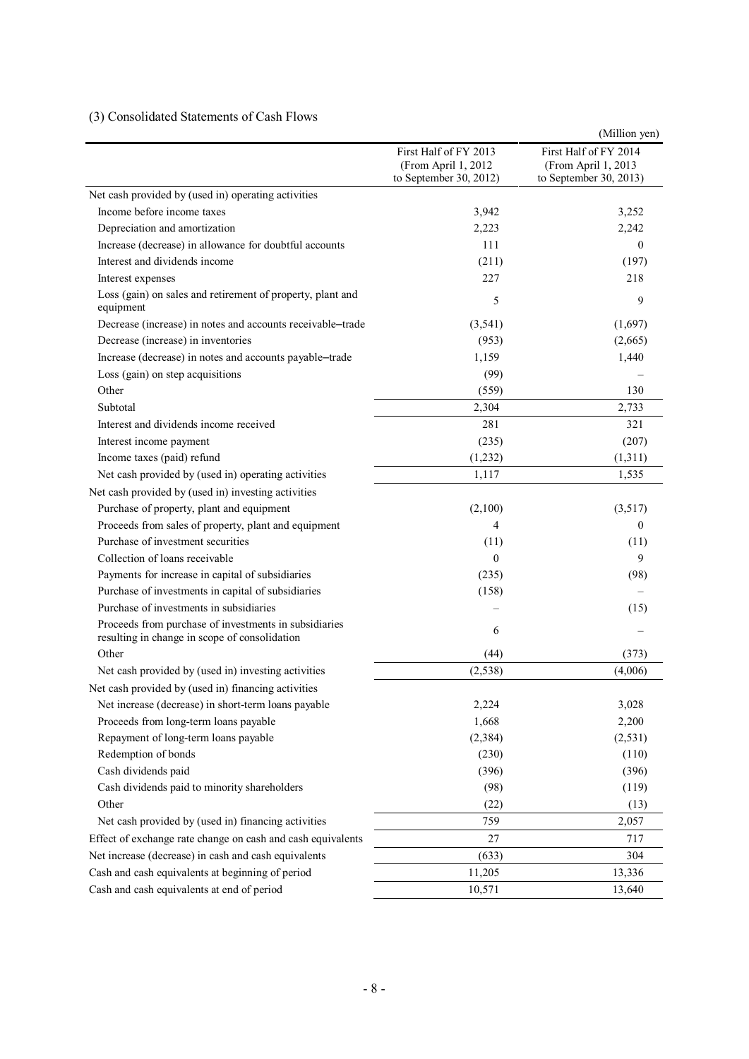### (3) Consolidated Statements of Cash Flows

(Million yen)

| | First Half of FY 2013 (From April 1, 2012 to September 30, 2012) | First Half of FY 2014 (From April 1, 2013 to September 30, 2013) |
|---|---|---|
| Net cash provided by (used in) operating activities | | |
| Income before income taxes | 3,942 | 3,252 |
| Depreciation and amortization | 2,223 | 2,242 |
| Increase (decrease) in allowance for doubtful accounts | 111 | 0 |
| Interest and dividends income | (211) | (197) |
| Interest expenses | 227 | 218 |
| Loss (gain) on sales and retirement of property, plant and equipment | 5 | 9 |
| Decrease (increase) in notes and accounts receivable–trade | (3,541) | (1,697) |
| Decrease (increase) in inventories | (953) | (2,665) |
| Increase (decrease) in notes and accounts payable–trade | 1,159 | 1,440 |
| Loss (gain) on step acquisitions | (99) | – |
| Other | (559) | 130 |
| Subtotal | 2,304 | 2,733 |
| Interest and dividends income received | 281 | 321 |
| Interest income payment | (235) | (207) |
| Income taxes (paid) refund | (1,232) | (1,311) |
| Net cash provided by (used in) operating activities | 1,117 | 1,535 |
| Net cash provided by (used in) investing activities | | |
| Purchase of property, plant and equipment | (2,100) | (3,517) |
| Proceeds from sales of property, plant and equipment | 4 | 0 |
| Purchase of investment securities | (11) | (11) |
| Collection of loans receivable | 0 | 9 |
| Payments for increase in capital of subsidiaries | (235) | (98) |
| Purchase of investments in capital of subsidiaries | (158) | – |
| Purchase of investments in subsidiaries | – | (15) |
| Proceeds from purchase of investments in subsidiaries resulting in change in scope of consolidation | 6 | – |
| Other | (44) | (373) |
| Net cash provided by (used in) investing activities | (2,538) | (4,006) |
| Net cash provided by (used in) financing activities | | |
| Net increase (decrease) in short-term loans payable | 2,224 | 3,028 |
| Proceeds from long-term loans payable | 1,668 | 2,200 |
| Repayment of long-term loans payable | (2,384) | (2,531) |
| Redemption of bonds | (230) | (110) |
| Cash dividends paid | (396) | (396) |
| Cash dividends paid to minority shareholders | (98) | (119) |
| Other | (22) | (13) |
| Net cash provided by (used in) financing activities | 759 | 2,057 |
| Effect of exchange rate change on cash and cash equivalents | 27 | 717 |
| Net increase (decrease) in cash and cash equivalents | (633) | 304 |
| Cash and cash equivalents at beginning of period | 11,205 | 13,336 |
| Cash and cash equivalents at end of period | 10,571 | 13,640 |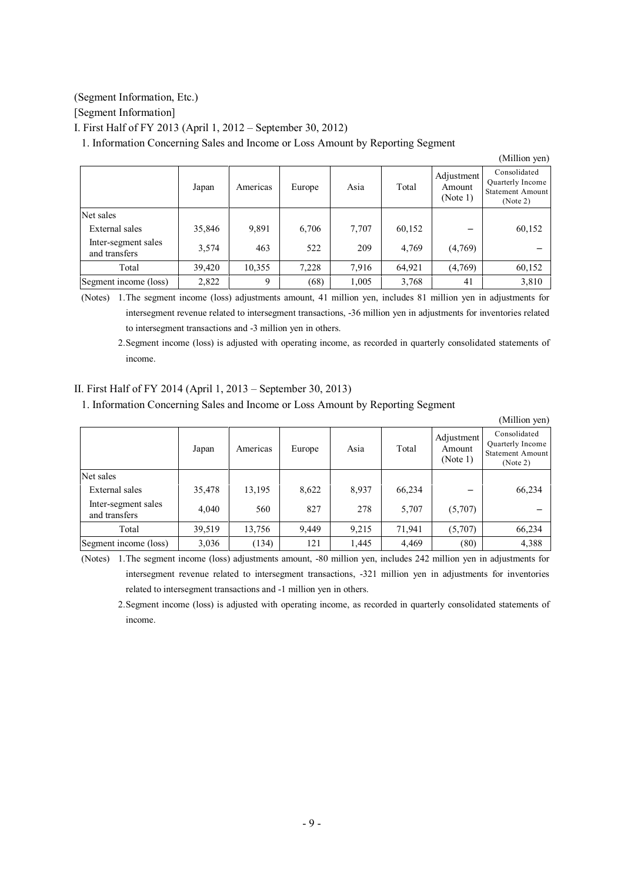(Segment Information, Etc.)

[Segment Information]

I. First Half of FY 2013 (April 1, 2012 – September 30, 2012)

1. Information Concerning Sales and Income or Loss Amount by Reporting Segment

(Million yen)

| | Japan | Americas | Europe | Asia | Total | Adjustment Amount (Note 1) | Consolidated Quarterly Income Statement Amount (Note 2) |
|---|---|---|---|---|---|---|---|
| Net sales | | | | | | | |
| External sales | 35,846 | 9,891 | 6,706 | 7,707 | 60,152 | − | 60,152 |
| Inter-segment sales and transfers | 3,574 | 463 | 522 | 209 | 4,769 | (4,769) | − |
| Total | 39,420 | 10,355 | 7,228 | 7,916 | 64,921 | (4,769) | 60,152 |
| Segment income (loss) | 2,822 | 9 | (68) | 1,005 | 3,768 | 41 | 3,810 |

(Notes) 1. The segment income (loss) adjustments amount, 41 million yen, includes 81 million yen in adjustments for intersegment revenue related to intersegment transactions, -36 million yen in adjustments for inventories related to intersegment transactions and -3 million yen in others.

2. Segment income (loss) is adjusted with operating income, as recorded in quarterly consolidated statements of income.

II. First Half of FY 2014 (April 1, 2013 – September 30, 2013)

1. Information Concerning Sales and Income or Loss Amount by Reporting Segment

(Million yen)

| | Japan | Americas | Europe | Asia | Total | Adjustment Amount (Note 1) | Consolidated Quarterly Income Statement Amount (Note 2) |
|---|---|---|---|---|---|---|---|
| Net sales | | | | | | | |
| External sales | 35,478 | 13,195 | 8,622 | 8,937 | 66,234 | − | 66,234 |
| Inter-segment sales and transfers | 4,040 | 560 | 827 | 278 | 5,707 | (5,707) | − |
| Total | 39,519 | 13,756 | 9,449 | 9,215 | 71,941 | (5,707) | 66,234 |
| Segment income (loss) | 3,036 | (134) | 121 | 1,445 | 4,469 | (80) | 4,388 |

(Notes) 1. The segment income (loss) adjustments amount, -80 million yen, includes 242 million yen in adjustments for intersegment revenue related to intersegment transactions, -321 million yen in adjustments for inventories related to intersegment transactions and -1 million yen in others.

2. Segment income (loss) is adjusted with operating income, as recorded in quarterly consolidated statements of income.